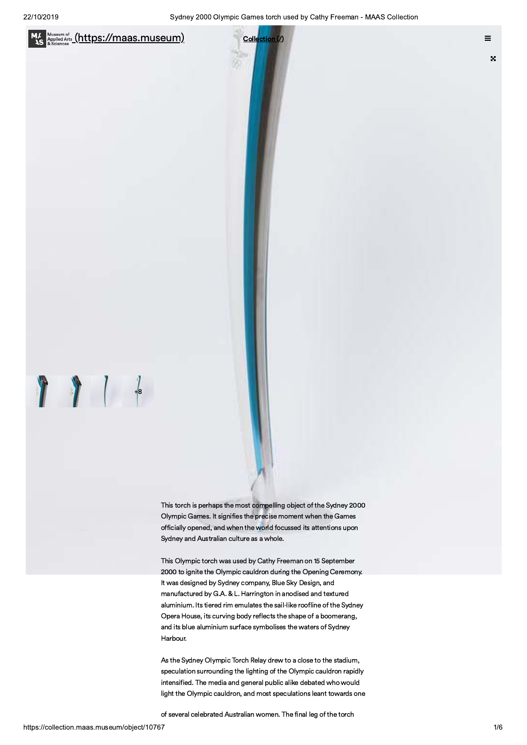[MAAS Museum of Applied Arts & Sciences (https://maas.museum)](https://maas.museum) **[Collection (/)](/)**

+8

This torch is perhaps the most compelling object of the Sydney 2000 Olympic Games. It signifies the precise moment when the Games officially opened, and when the world focussed its attentions upon Sydney and Australian culture as a whole.

This Olympic torch was used by Cathy Freeman on 15 September 2000 to ignite the Olympic cauldron during the Opening Ceremony. It was designed by Sydney company, Blue Sky Design, and manufactured by G.A. & L. Harrington in anodised and textured aluminium. Its tiered rim emulates the sail-like roofline of the Sydney Opera House, its curving body reflects the shape of a boomerang, and its blue aluminium surface symbolises the waters of Sydney Harbour.

As the Sydney Olympic Torch Relay drew to a close to the stadium, speculation surrounding the lighting of the Olympic cauldron rapidly intensified. The media and general public alike debated who would light the Olympic cauldron, and most speculations leant towards one of several celebrated Australian women. The final leg of the torch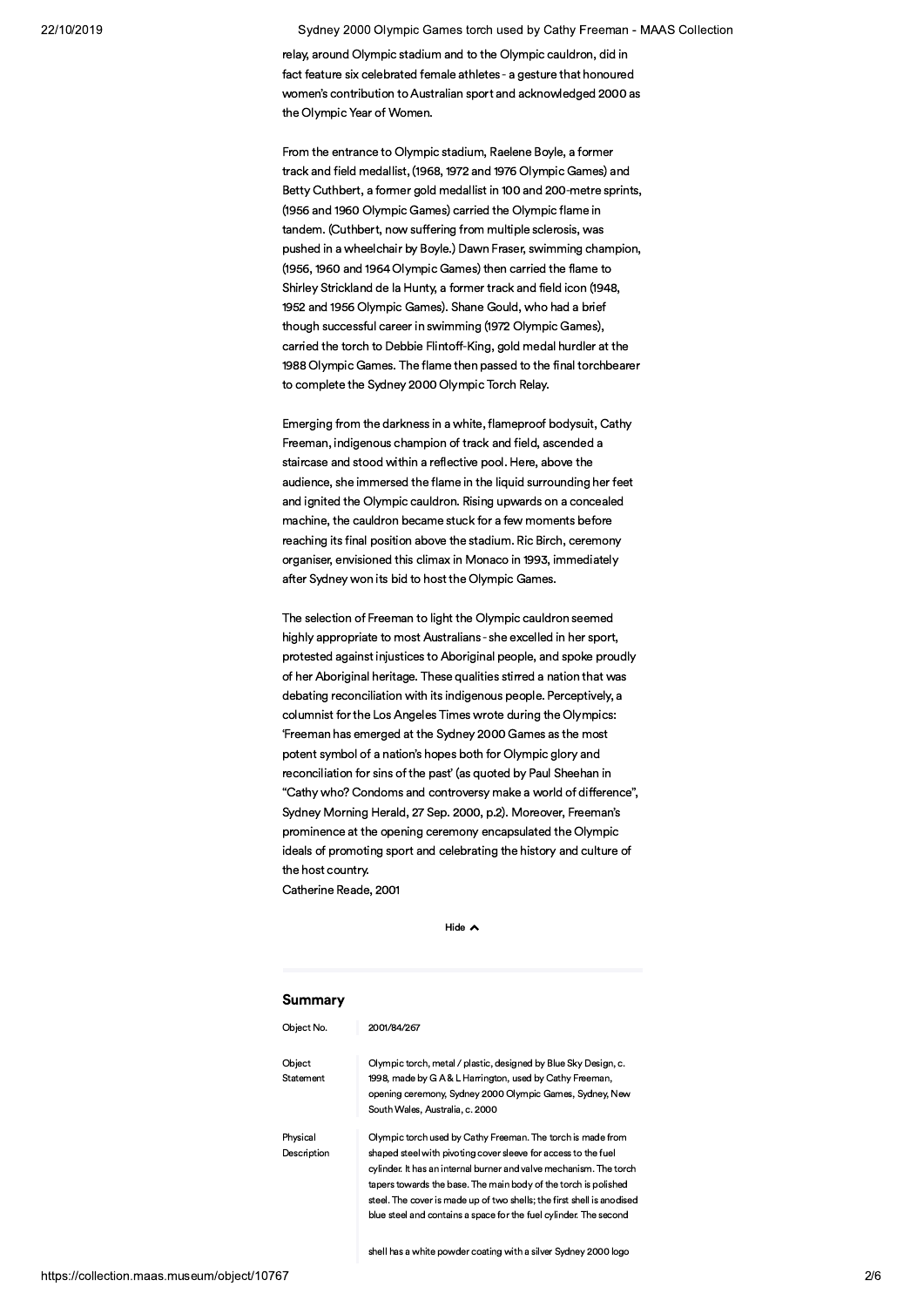relay, around Olympic stadium and to the Olympic cauldron, did in fact feature six celebrated female athletes - a gesture that honoured women's contribution to Australian sport and acknowledged 2000 as the Olympic Year of Women.

From the entrance to Olympic stadium, Raelene Boyle, a former track and field medallist, (1968, 1972 and 1976 Olympic Games) and Betty Cuthbert, a former gold medallist in 100 and 200-metre sprints, (1956 and 1960 Olympic Games) carried the Olympic flame in tandem. (Cuthbert, now suffering from multiple sclerosis, was pushed in a wheelchair by Boyle.) Dawn Fraser, swimming champion, (1956, 1960 and 1964 Olympic Games) then carried the flame to Shirley Strickland de la Hunty, a former track and field icon (1948, 1952 and 1956 Olympic Games). Shane Gould, who had a brief though successful career in swimming (1972 Olympic Games), carried the torch to Debbie Flintoff-King, gold medal hurdler at the 1988 Olympic Games. The flame then passed to the final torchbearer to complete the Sydney 2000 Olympic Torch Relay.

Emerging from the darkness in a white, flameproof bodysuit, Cathy Freeman, indigenous champion of track and field, ascended a staircase and stood within a reflective pool. Here, above the audience, she immersed the flame in the liquid surrounding her feet and ignited the Olympic cauldron. Rising upwards on a concealed machine, the cauldron became stuck for a few moments before reaching its final position above the stadium. Ric Birch, ceremony organiser, envisioned this climax in Monaco in 1993, immediately after Sydney won its bid to host the Olympic Games.

The selection of Freeman to light the Olympic cauldron seemed highly appropriate to most Australians - she excelled in her sport, protested against injustices to Aboriginal people, and spoke proudly of her Aboriginal heritage. These qualities stirred a nation that was debating reconciliation with its indigenous people. Perceptively, a columnist for the Los Angeles Times wrote during the Olympics: 'Freeman has emerged at the Sydney 2000 Games as the most potent symbol of a nation's hopes both for Olympic glory and reconciliation for sins of the past' (as quoted by Paul Sheehan in "Cathy who? Condoms and controversy make a world of difference", Sydney Morning Herald, 27 Sep. 2000, p.2). Moreover, Freeman's prominence at the opening ceremony encapsulated the Olympic ideals of promoting sport and celebrating the history and culture of the host country.
Catherine Reade, 2001

Hide

## Summary

| | |
|---|---|
| Object No. | 2001/84/267 |
| Object Statement | Olympic torch, metal / plastic, designed by Blue Sky Design, c. 1998, made by G A & L Harrington, used by Cathy Freeman, opening ceremony, Sydney 2000 Olympic Games, Sydney, New South Wales, Australia, c. 2000 |
| Physical Description | Olympic torch used by Cathy Freeman. The torch is made from shaped steel with pivoting cover sleeve for access to the fuel cylinder. It has an internal burner and valve mechanism. The torch tapers towards the base. The main body of the torch is polished steel. The cover is made up of two shells; the first shell is anodised blue steel and contains a space for the fuel cylinder. The second shell has a white powder coating with a silver Sydney 2000 logo |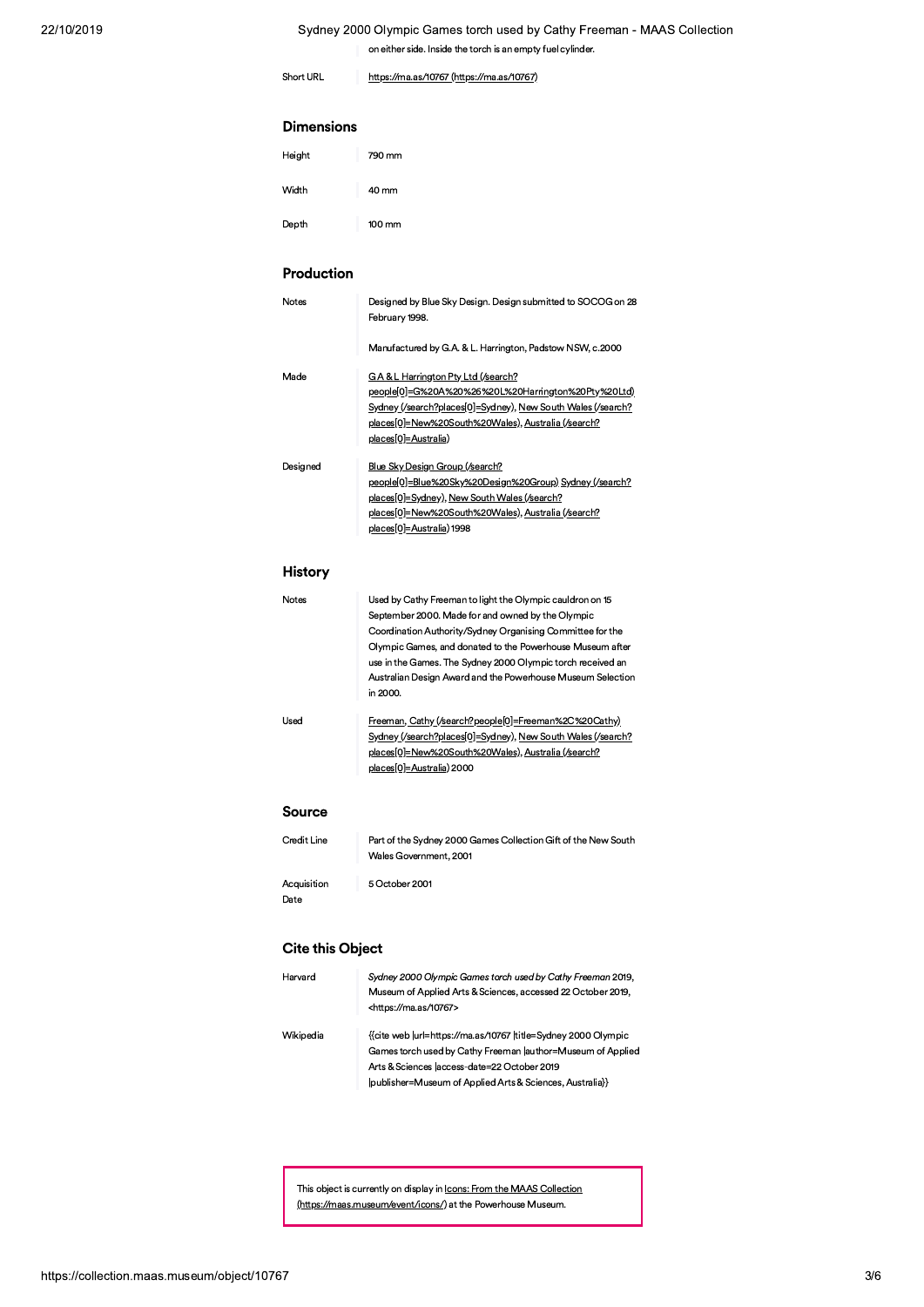on either side. Inside the torch is an empty fuel cylinder.

| | |
|---|---|
| Short URL | https://ma.as/10767 (https://ma.as/10767) |

## Dimensions

| | |
|---|---|
| Height | 790 mm |
| Width | 40 mm |
| Depth | 100 mm |

## Production

| | |
|---|---|
| Notes | Designed by Blue Sky Design. Design submitted to SOCOG on 28 February 1998.<br><br>Manufactured by G.A. & L. Harrington, Padstow NSW, c.2000 |
| Made | G A & L Harrington Pty Ltd (/search?people[0]=G%20A%20%26%20L%20Harrington%20Pty%20Ltd) Sydney (/search?places[0]=Sydney), New South Wales (/search?places[0]=New%20South%20Wales), Australia (/search?places[0]=Australia) |
| Designed | Blue Sky Design Group (/search?people[0]=Blue%20Sky%20Design%20Group) Sydney (/search?places[0]=Sydney), New South Wales (/search?places[0]=New%20South%20Wales), Australia (/search?places[0]=Australia) 1998 |

## History

| | |
|---|---|
| Notes | Used by Cathy Freeman to light the Olympic cauldron on 15 September 2000. Made for and owned by the Olympic Coordination Authority/Sydney Organising Committee for the Olympic Games, and donated to the Powerhouse Museum after use in the Games. The Sydney 2000 Olympic torch received an Australian Design Award and the Powerhouse Museum Selection in 2000. |
| Used | Freeman, Cathy (/search?people[0]=Freeman%2C%20Cathy) Sydney (/search?places[0]=Sydney), New South Wales (/search?places[0]=New%20South%20Wales), Australia (/search?places[0]=Australia) 2000 |

## Source

| | |
|---|---|
| Credit Line | Part of the Sydney 2000 Games Collection Gift of the New South Wales Government, 2001 |
| Acquisition Date | 5 October 2001 |

## Cite this Object

| | |
|---|---|
| Harvard | *Sydney 2000 Olympic Games torch used by Cathy Freeman* 2019, Museum of Applied Arts & Sciences, accessed 22 October 2019, <https://ma.as/10767> |
| Wikipedia | {{cite web \|url=https://ma.as/10767 \|title=Sydney 2000 Olympic Games torch used by Cathy Freeman \|author=Museum of Applied Arts & Sciences \|access-date=22 October 2019 \|publisher=Museum of Applied Arts & Sciences, Australia}} |

This object is currently on display in Icons: From the MAAS Collection (https://maas.museum/event/icons/) at the Powerhouse Museum.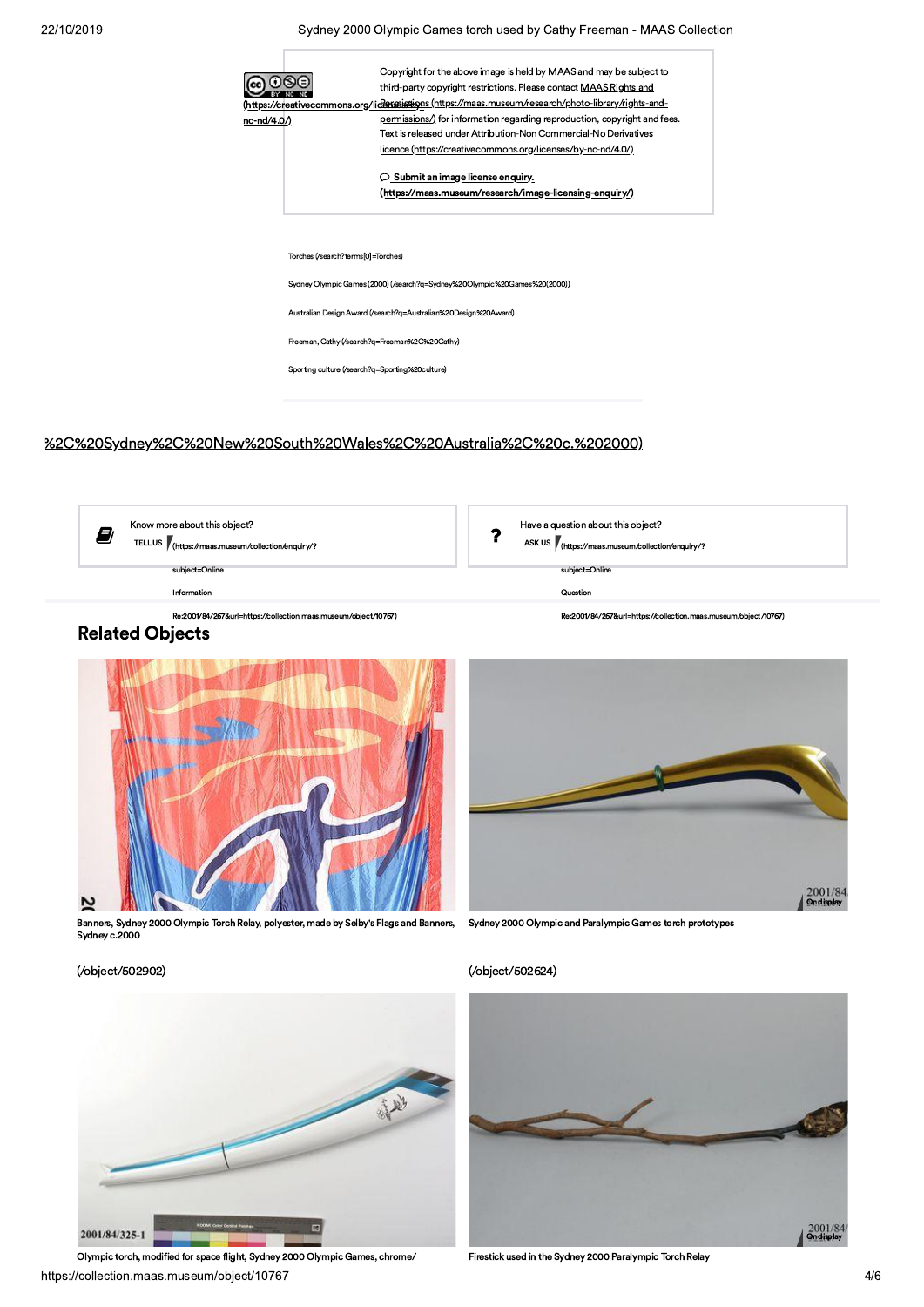Copyright for the above image is held by MAAS and may be subject to third-party copyright restrictions. Please contact MAAS Rights and Permissions (https://maas.museum/research/photo-library/rights-and-permissions/) for information regarding reproduction, copyright and fees.

(https://creativecommons.org/licenses/by-nc-nd/4.0/)

Text is released under Attribution-Non Commercial-No Derivatives licence (https://creativecommons.org/licenses/by-nc-nd/4.0/)

Submit an image license enquiry. (https://maas.museum/research/image-licensing-enquiry/)

Torches (/search?terms[0]=Torches)

Sydney Olympic Games (2000) (/search?q=Sydney%20Olympic%20Games%20(2000))

Australian Design Award (/search?q=Australian%20Design%20Award)

Freeman, Cathy (/search?q=Freeman%2C%20Cathy)

Sporting culture (/search?q=Sporting%20culture)

%2C%20Sydney%2C%20New%20South%20Wales%2C%20Australia%2C%20c.%202000)

Know more about this object?

TELL US (https://maas.museum/collection/enquiry/?subject=Online Information Re:2001/84/267&url=https://collection.maas.museum/object/10767)

Have a question about this object?

ASK US (https://maas.museum/collection/enquiry/?subject=Online Question Re:2001/84/267&url=https://collection.maas.museum/object/10767)

## Related Objects

Banners, Sydney 2000 Olympic Torch Relay, polyester, made by Selby's Flags and Banners, Sydney c.2000

(/object/502902)

Sydney 2000 Olympic and Paralympic Games torch prototypes

(/object/502624)

Olympic torch, modified for space flight, Sydney 2000 Olympic Games, chrome/

Firestick used in the Sydney 2000 Paralympic Torch Relay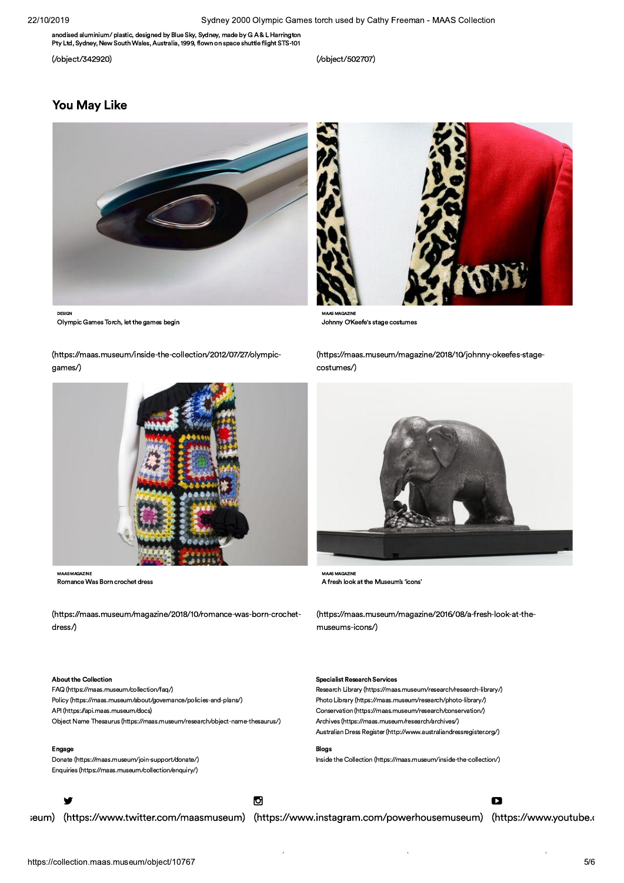anodised aluminium/ plastic, designed by Blue Sky, Sydney, made by G A & L Harrington Pty Ltd, Sydney, New South Wales, Australia, 1999, flown on space shuttle flight STS-101

(/object/342920)

(/object/502707)

## You May Like

DESIGN
Olympic Games Torch, let the games begin

(https://maas.museum/inside-the-collection/2012/07/27/olympic-games/)

MAAS MAGAZINE
Johnny O'Keefe's stage costumes

(https://maas.museum/magazine/2018/10/johnny-okeefes-stage-costumes/)

MAAS MAGAZINE
Romance Was Born crochet dress

(https://maas.museum/magazine/2018/10/romance-was-born-crochet-dress/)

MAAS MAGAZINE
A fresh look at the Museum's 'icons'

(https://maas.museum/magazine/2016/08/a-fresh-look-at-the-museums-icons/)

**About the Collection**

FAQ (https://maas.museum/collection/faq/)
Policy (https://maas.museum/about/governance/policies-and-plans/)
API (https://api.maas.museum/docs)
Object Name Thesaurus (https://maas.museum/research/object-name-thesaurus/)

**Engage**

Donate (https://maas.museum/join-support/donate/)
Enquiries (https://maas.museum/collection/enquiry/)

**Specialist Research Services**

Research Library (https://maas.museum/research/research-library/)
Photo Library (https://maas.museum/research/photo-library/)
Conservation (https://maas.museum/research/conservation/)
Archives (https://maas.museum/research/archives/)
Australian Dress Register (http://www.australiandressregister.org/)

**Blogs**

Inside the Collection (https://maas.museum/inside-the-collection/)

seum) (https://www.twitter.com/maasmuseum) (https://www.instagram.com/powerhousemuseum) (https://www.youtube.c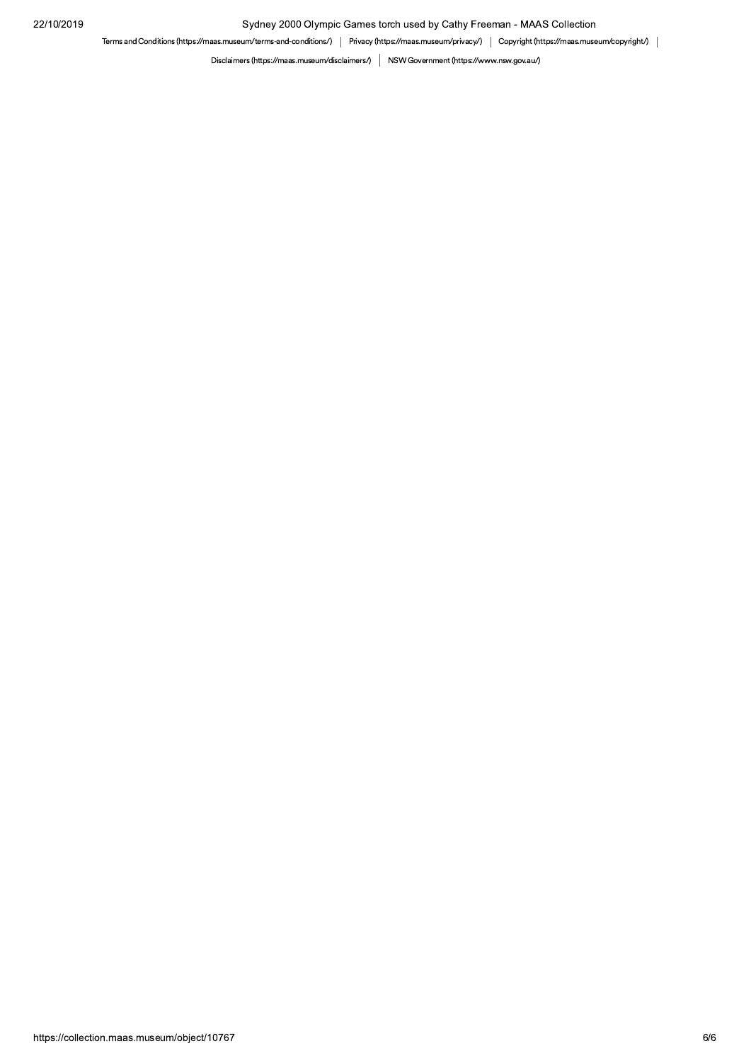Terms and Conditions (https://maas.museum/terms-and-conditions/) | Privacy (https://maas.museum/privacy/) | Copyright (https://maas.museum/copyright/) |

Disclaimers (https://maas.museum/disclaimers/) | NSW Government (https://www.nsw.gov.au/)